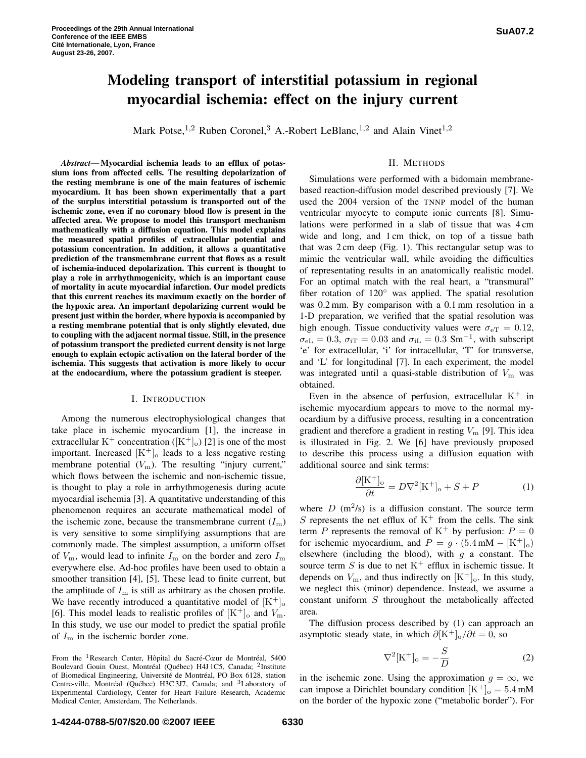# Modeling transport of interstitial potassium in regional myocardial ischemia: effect on the injury current

Mark Potse,[1,2] Ruben Coronel,[3] A.-Robert LeBlanc,[1,2] and Alain Vinet[1,2]

***Abstract*— Myocardial ischemia leads to an efflux of potassium ions from affected cells. The resulting depolarization of the resting membrane is one of the main features of ischemic myocardium. It has been shown experimentally that a part of the surplus interstitial potassium is transported out of the ischemic zone, even if no coronary blood flow is present in the affected area. We propose to model this transport mechanism mathematically with a diffusion equation. This model explains the measured spatial profiles of extracellular potential and potassium concentration. In addition, it allows a quantitative prediction of the transmembrane current that flows as a result of ischemia-induced depolarization. This current is thought to play a role in arrhythmogenicity, which is an important cause of mortality in acute myocardial infarction. Our model predicts that this current reaches its maximum exactly on the border of the hypoxic area. An important depolarizing current would be present just within the border, where hypoxia is accompanied by a resting membrane potential that is only slightly elevated, due to coupling with the adjacent normal tissue. Still, in the presence of potassium transport the predicted current density is not large enough to explain ectopic activation on the lateral border of the ischemia. This suggests that activation is more likely to occur at the endocardium, where the potassium gradient is steeper.**

## I. Introduction

Among the numerous electrophysiological changes that take place in ischemic myocardium [1], the increase in extracellular $K^+$ concentration ($[K^+]_o$) [2] is one of the most important. Increased $[K^+]_o$ leads to a less negative resting membrane potential ($V_m$). The resulting "injury current," which flows between the ischemic and non-ischemic tissue, is thought to play a role in arrhythmogenesis during acute myocardial ischemia [3]. A quantitative understanding of this phenomenon requires an accurate mathematical model of the ischemic zone, because the transmembrane current ($I_m$) is very sensitive to some simplifying assumptions that are commonly made. The simplest assumption, a uniform offset of $V_m$, would lead to infinite $I_m$ on the border and zero $I_m$ everywhere else. Ad-hoc profiles have been used to obtain a smoother transition [4], [5]. These lead to finite current, but the amplitude of $I_m$ is still as arbitrary as the chosen profile. We have recently introduced a quantitative model of $[K^+]_o$ [6]. This model leads to realistic profiles of $[K^+]_o$ and $V_m$. In this study, we use our model to predict the spatial profile of $I_m$ in the ischemic border zone.

From the [1]Research Center, Hôpital du Sacré-Cœur de Montréal, 5400 Boulevard Gouin Ouest, Montréal (Québec) H4J 1C5, Canada; [2]Institute of Biomedical Engineering, Université de Montréal, PO Box 6128, station Centre-ville, Montréal (Québec) H3C 3J7, Canada; and [3]Laboratory of Experimental Cardiology, Center for Heart Failure Research, Academic Medical Center, Amsterdam, The Netherlands.

## II. Methods

Simulations were performed with a bidomain membrane-based reaction-diffusion model described previously [7]. We used the 2004 version of the TNNP model of the human ventricular myocyte to compute ionic currents [8]. Simulations were performed in a slab of tissue that was 4 cm wide and long, and 1 cm thick, on top of a tissue bath that was 2 cm deep (Fig. 1). This rectangular setup was to mimic the ventricular wall, while avoiding the difficulties of representating results in an anatomically realistic model. For an optimal match with the real heart, a "transmural" fiber rotation of 120° was applied. The spatial resolution was 0.2 mm. By comparison with a 0.1 mm resolution in a 1-D preparation, we verified that the spatial resolution was high enough. Tissue conductivity values were $\sigma_{eT} = 0.12$, $\sigma_{eL} = 0.3$, $\sigma_{iT} = 0.03$ and $\sigma_{iL} = 0.3$ $Sm^{-1}$, with subscript 'e' for extracellular, 'i' for intracellular, 'T' for transverse, and 'L' for longitudinal [7]. In each experiment, the model was integrated until a quasi-stable distribution of $V_m$ was obtained.

Even in the absence of perfusion, extracellular $K^+$ in ischemic myocardium appears to move to the normal myocardium by a diffusive process, resulting in a concentration gradient and therefore a gradient in resting $V_m$ [9]. This idea is illustrated in Fig. 2. We [6] have previously proposed to describe this process using a diffusion equation with additional source and sink terms:

$$\frac{\partial [K^+]_o}{\partial t} = D\nabla^2 [K^+]_o + S + P \qquad (1)$$

where $D$ ($m^2$/s) is a diffusion constant. The source term $S$ represents the net efflux of $K^+$ from the cells. The sink term $P$ represents the removal of $K^+$ by perfusion: $P = 0$ for ischemic myocardium, and $P = g \cdot (5.4\,\text{mM} - [K^+]_o)$ elsewhere (including the blood), with $g$ a constant. The source term $S$ is due to net $K^+$ efflux in ischemic tissue. It depends on $V_m$, and thus indirectly on $[K^+]_o$. In this study, we neglect this (minor) dependence. Instead, we assume a constant uniform $S$ throughout the metabolically affected area.

The diffusion process described by (1) can approach an asymptotic steady state, in which $\partial [K^+]_o / \partial t = 0$, so

$$\nabla^2 [K^+]_o = -\frac{S}{D} \qquad (2)$$

in the ischemic zone. Using the approximation $g = \infty$, we can impose a Dirichlet boundary condition $[K^+]_o = 5.4\,\text{mM}$ on the border of the hypoxic zone ("metabolic border"). For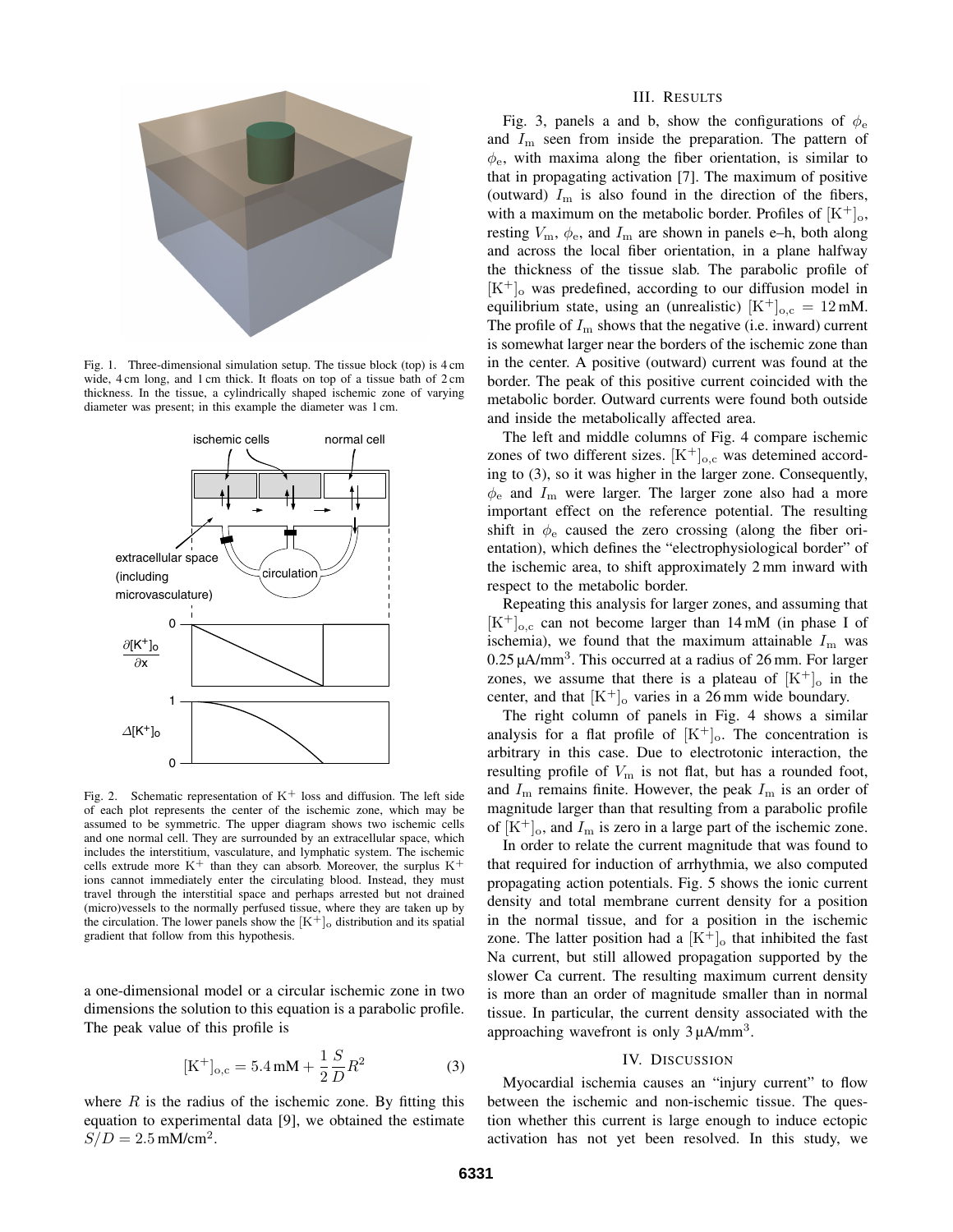Fig. 1. Three-dimensional simulation setup. The tissue block (top) is 4 cm wide, 4 cm long, and 1 cm thick. It floats on top of a tissue bath of 2 cm thickness. In the tissue, a cylindrically shaped ischemic zone of varying diameter was present; in this example the diameter was 1 cm.

Fig. 2. Schematic representation of $K^+$ loss and diffusion. The left side of each plot represents the center of the ischemic zone, which may be assumed to be symmetric. The upper diagram shows two ischemic cells and one normal cell. They are surrounded by an extracellular space, which includes the interstitium, vasculature, and lymphatic system. The ischemic cells extrude more $K^+$ than they can absorb. Moreover, the surplus $K^+$ ions cannot immediately enter the circulating blood. Instead, they must travel through the interstitial space and perhaps arrested but not drained (micro)vessels to the normally perfused tissue, where they are taken up by the circulation. The lower panels show the $[K^+]_o$ distribution and its spatial gradient that follow from this hypothesis.

a one-dimensional model or a circular ischemic zone in two dimensions the solution to this equation is a parabolic profile. The peak value of this profile is

$$[K^+]_{o,c} = 5.4\,\text{mM} + \frac{1}{2}\frac{S}{D}R^2 \tag{3}$$

where $R$ is the radius of the ischemic zone. By fitting this equation to experimental data [9], we obtained the estimate $S/D = 2.5\,\text{mM/cm}^2$.

## III. Results

Fig. 3, panels a and b, show the configurations of $\phi_e$ and $I_m$ seen from inside the preparation. The pattern of $\phi_e$, with maxima along the fiber orientation, is similar to that in propagating activation [7]. The maximum of positive (outward) $I_m$ is also found in the direction of the fibers, with a maximum on the metabolic border. Profiles of $[K^+]_o$, resting $V_m$, $\phi_e$, and $I_m$ are shown in panels e–h, both along and across the local fiber orientation, in a plane halfway the thickness of the tissue slab. The parabolic profile of $[K^+]_o$ was predefined, according to our diffusion model in equilibrium state, using an (unrealistic) $[K^+]_{o,c} = 12\,\text{mM}$. The profile of $I_m$ shows that the negative (i.e. inward) current is somewhat larger near the borders of the ischemic zone than in the center. A positive (outward) current was found at the border. The peak of this positive current coincided with the metabolic border. Outward currents were found both outside and inside the metabolically affected area.

The left and middle columns of Fig. 4 compare ischemic zones of two different sizes. $[K^+]_{o,c}$ was detemined according to (3), so it was higher in the larger zone. Consequently, $\phi_e$ and $I_m$ were larger. The larger zone also had a more important effect on the reference potential. The resulting shift in $\phi_e$ caused the zero crossing (along the fiber orientation), which defines the "electrophysiological border" of the ischemic area, to shift approximately 2 mm inward with respect to the metabolic border.

Repeating this analysis for larger zones, and assuming that $[K^+]_{o,c}$ can not become larger than 14 mM (in phase I of ischemia), we found that the maximum attainable $I_m$ was $0.25\,\mu\text{A/mm}^3$. This occurred at a radius of 26 mm. For larger zones, we assume that there is a plateau of $[K^+]_o$ in the center, and that $[K^+]_o$ varies in a 26 mm wide boundary.

The right column of panels in Fig. 4 shows a similar analysis for a flat profile of $[K^+]_o$. The concentration is arbitrary in this case. Due to electrotonic interaction, the resulting profile of $V_m$ is not flat, but has a rounded foot, and $I_m$ remains finite. However, the peak $I_m$ is an order of magnitude larger than that resulting from a parabolic profile of $[K^+]_o$, and $I_m$ is zero in a large part of the ischemic zone.

In order to relate the current magnitude that was found to that required for induction of arrhythmia, we also computed propagating action potentials. Fig. 5 shows the ionic current density and total membrane current density for a position in the normal tissue, and for a position in the ischemic zone. The latter position had a $[K^+]_o$ that inhibited the fast Na current, but still allowed propagation supported by the slower Ca current. The resulting maximum current density is more than an order of magnitude smaller than in normal tissue. In particular, the current density associated with the approaching wavefront is only $3\,\mu\text{A/mm}^3$.

## IV. Discussion

Myocardial ischemia causes an "injury current" to flow between the ischemic and non-ischemic tissue. The question whether this current is large enough to induce ectopic activation has not yet been resolved. In this study, we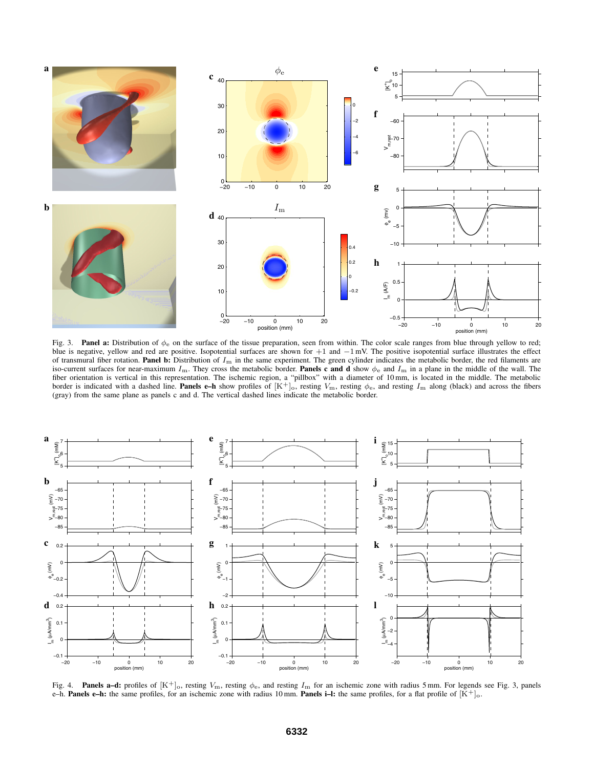Fig. 3. **Panel a:** Distribution of $\phi_e$ on the surface of the tissue preparation, seen from within. The color scale ranges from blue through yellow to red; blue is negative, yellow and red are positive. Isopotential surfaces are shown for +1 and −1 mV. The positive isopotential surface illustrates the effect of transmural fiber rotation. **Panel b:** Distribution of $I_m$ in the same experiment. The green cylinder indicates the metabolic border, the red filaments are iso-current surfaces for near-maximum $I_m$. They cross the metabolic border. **Panels c and d** show $\phi_e$ and $I_m$ in a plane in the middle of the wall. The fiber orientation is vertical in this representation. The ischemic region, a "pillbox" with a diameter of 10 mm, is located in the middle. The metabolic border is indicated with a dashed line. **Panels e–h** show profiles of $[K^+]_o$, resting $V_m$, resting $\phi_e$, and resting $I_m$ along (black) and across the fibers (gray) from the same plane as panels c and d. The vertical dashed lines indicate the metabolic border.

Fig. 4. **Panels a–d:** profiles of $[K^+]_o$, resting $V_m$, resting $\phi_e$, and resting $I_m$ for an ischemic zone with radius 5 mm. For legends see Fig. 3, panels e–h. **Panels e–h:** the same profiles, for an ischemic zone with radius 10 mm. **Panels i–l:** the same profiles, for a flat profile of $[K^+]_o$.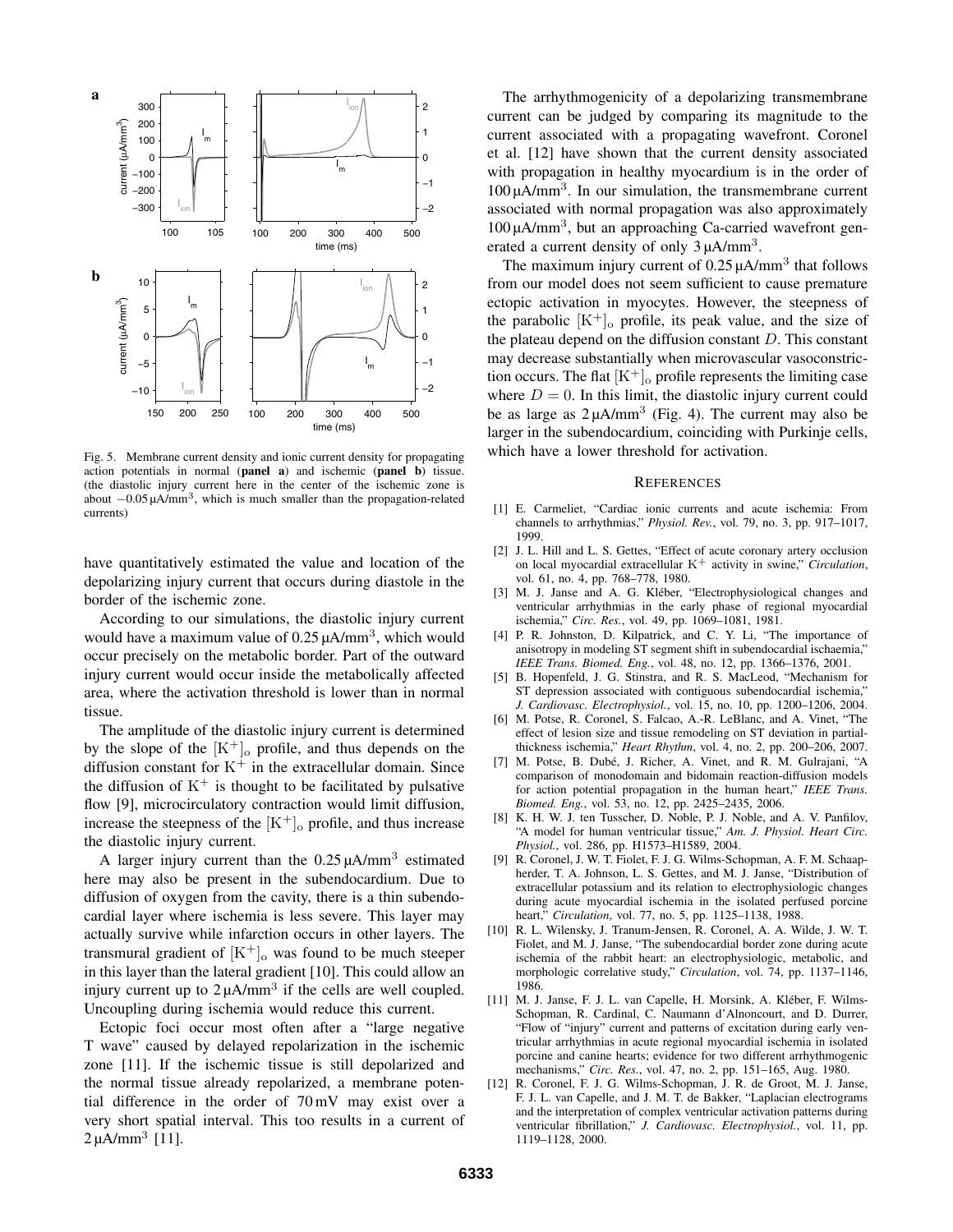a

current (μA/mm³)

300
200
100
0
−100
−200
−300

100 105

I_m

I_ion

100 200 300 400 500

time (ms)

2
1
0
−1
−2

I_ion

I_m

b

current (μA/mm³)

10
5
0
−5
−10

150 200 250

I_m

I_ion

100 200 300 400 500

time (ms)

2
1
0
−1
−2

I_ion

I_m

Fig. 5. Membrane current density and ionic current density for propagating action potentials in normal (**panel a**) and ischemic (**panel b**) tissue. (the diastolic injury current here in the center of the ischemic zone is about $-0.05\,\mu A/mm^3$, which is much smaller than the propagation-related currents)

have quantitatively estimated the value and location of the depolarizing injury current that occurs during diastole in the border of the ischemic zone.

According to our simulations, the diastolic injury current would have a maximum value of $0.25\,\mu A/mm^3$, which would occur precisely on the metabolic border. Part of the outward injury current would occur inside the metabolically affected area, where the activation threshold is lower than in normal tissue.

The amplitude of the diastolic injury current is determined by the slope of the $[K^+]_o$ profile, and thus depends on the diffusion constant for $K^+$ in the extracellular domain. Since the diffusion of $K^+$ is thought to be facilitated by pulsative flow [9], microcirculatory contraction would limit diffusion, increase the steepness of the $[K^+]_o$ profile, and thus increase the diastolic injury current.

A larger injury current than the $0.25\,\mu A/mm^3$ estimated here may also be present in the subendocardium. Due to diffusion of oxygen from the cavity, there is a thin subendocardial layer where ischemia is less severe. This layer may actually survive while infarction occurs in other layers. The transmural gradient of $[K^+]_o$ was found to be much steeper in this layer than the lateral gradient [10]. This could allow an injury current up to $2\,\mu A/mm^3$ if the cells are well coupled. Uncoupling during ischemia would reduce this current.

Ectopic foci occur most often after a "large negative T wave" caused by delayed repolarization in the ischemic zone [11]. If the ischemic tissue is still depolarized and the normal tissue already repolarized, a membrane potential difference in the order of 70 mV may exist over a very short spatial interval. This too results in a current of $2\,\mu A/mm^3$ [11].

The arrhythmogenicity of a depolarizing transmembrane current can be judged by comparing its magnitude to the current associated with a propagating wavefront. Coronel et al. [12] have shown that the current density associated with propagation in healthy myocardium is in the order of $100\,\mu A/mm^3$. In our simulation, the transmembrane current associated with normal propagation was also approximately $100\,\mu A/mm^3$, but an approaching Ca-carried wavefront generated a current density of only $3\,\mu A/mm^3$.

The maximum injury current of $0.25\,\mu A/mm^3$ that follows from our model does not seem sufficient to cause premature ectopic activation in myocytes. However, the steepness of the parabolic $[K^+]_o$ profile, its peak value, and the size of the plateau depend on the diffusion constant $D$. This constant may decrease substantially when microvascular vasoconstriction occurs. The flat $[K^+]_o$ profile represents the limiting case where $D = 0$. In this limit, the diastolic injury current could be as large as $2\,\mu A/mm^3$ (Fig. 4). The current may also be larger in the subendocardium, coinciding with Purkinje cells, which have a lower threshold for activation.

## References

[1] E. Carmeliet, "Cardiac ionic currents and acute ischemia: From channels to arrhythmias," *Physiol. Rev.*, vol. 79, no. 3, pp. 917–1017, 1999.

[2] J. L. Hill and L. S. Gettes, "Effect of acute coronary artery occlusion on local myocardial extracellular $K^+$ activity in swine," *Circulation*, vol. 61, no. 4, pp. 768–778, 1980.

[3] M. J. Janse and A. G. Kléber, "Electrophysiological changes and ventricular arrhythmias in the early phase of regional myocardial ischemia," *Circ. Res.*, vol. 49, pp. 1069–1081, 1981.

[4] P. R. Johnston, D. Kilpatrick, and C. Y. Li, "The importance of anisotropy in modeling ST segment shift in subendocardial ischaemia," *IEEE Trans. Biomed. Eng.*, vol. 48, no. 12, pp. 1366–1376, 2001.

[5] B. Hopenfeld, J. G. Stinstra, and R. S. MacLeod, "Mechanism for ST depression associated with contiguous subendocardial ischemia," *J. Cardiovasc. Electrophysiol.*, vol. 15, no. 10, pp. 1200–1206, 2004.

[6] M. Potse, R. Coronel, S. Falcao, A.-R. LeBlanc, and A. Vinet, "The effect of lesion size and tissue remodeling on ST deviation in partial-thickness ischemia," *Heart Rhythm*, vol. 4, no. 2, pp. 200–206, 2007.

[7] M. Potse, B. Dubé, J. Richer, A. Vinet, and R. M. Gulrajani, "A comparison of monodomain and bidomain reaction-diffusion models for action potential propagation in the human heart," *IEEE Trans. Biomed. Eng.*, vol. 53, no. 12, pp. 2425–2435, 2006.

[8] K. H. W. J. ten Tusscher, D. Noble, P. J. Noble, and A. V. Panfilov, "A model for human ventricular tissue," *Am. J. Physiol. Heart Circ. Physiol.*, vol. 286, pp. H1573–H1589, 2004.

[9] R. Coronel, J. W. T. Fiolet, F. J. G. Wilms-Schopman, A. F. M. Schaapherder, T. A. Johnson, L. S. Gettes, and M. J. Janse, "Distribution of extracellular potassium and its relation to electrophysiologic changes during acute myocardial ischemia in the isolated perfused porcine heart," *Circulation*, vol. 77, no. 5, pp. 1125–1138, 1988.

[10] R. L. Wilensky, J. Tranum-Jensen, R. Coronel, A. A. Wilde, J. W. T. Fiolet, and M. J. Janse, "The subendocardial border zone during acute ischemia of the rabbit heart: an electrophysiologic, metabolic, and morphologic correlative study," *Circulation*, vol. 74, pp. 1137–1146, 1986.

[11] M. J. Janse, F. J. L. van Capelle, H. Morsink, A. Kléber, F. Wilms-Schopman, R. Cardinal, C. Naumann d'Alnoncourt, and D. Durrer, "Flow of "injury" current and patterns of excitation during early ventricular arrhythmias in acute regional myocardial ischemia in isolated porcine and canine hearts; evidence for two different arrhythmogenic mechanisms," *Circ. Res.*, vol. 47, no. 2, pp. 151–165, Aug. 1980.

[12] R. Coronel, F. J. G. Wilms-Schopman, J. R. de Groot, M. J. Janse, F. J. L. van Capelle, and J. M. T. de Bakker, "Laplacian electrograms and the interpretation of complex ventricular activation patterns during ventricular fibrillation," *J. Cardiovasc. Electrophysiol.*, vol. 11, pp. 1119–1128, 2000.